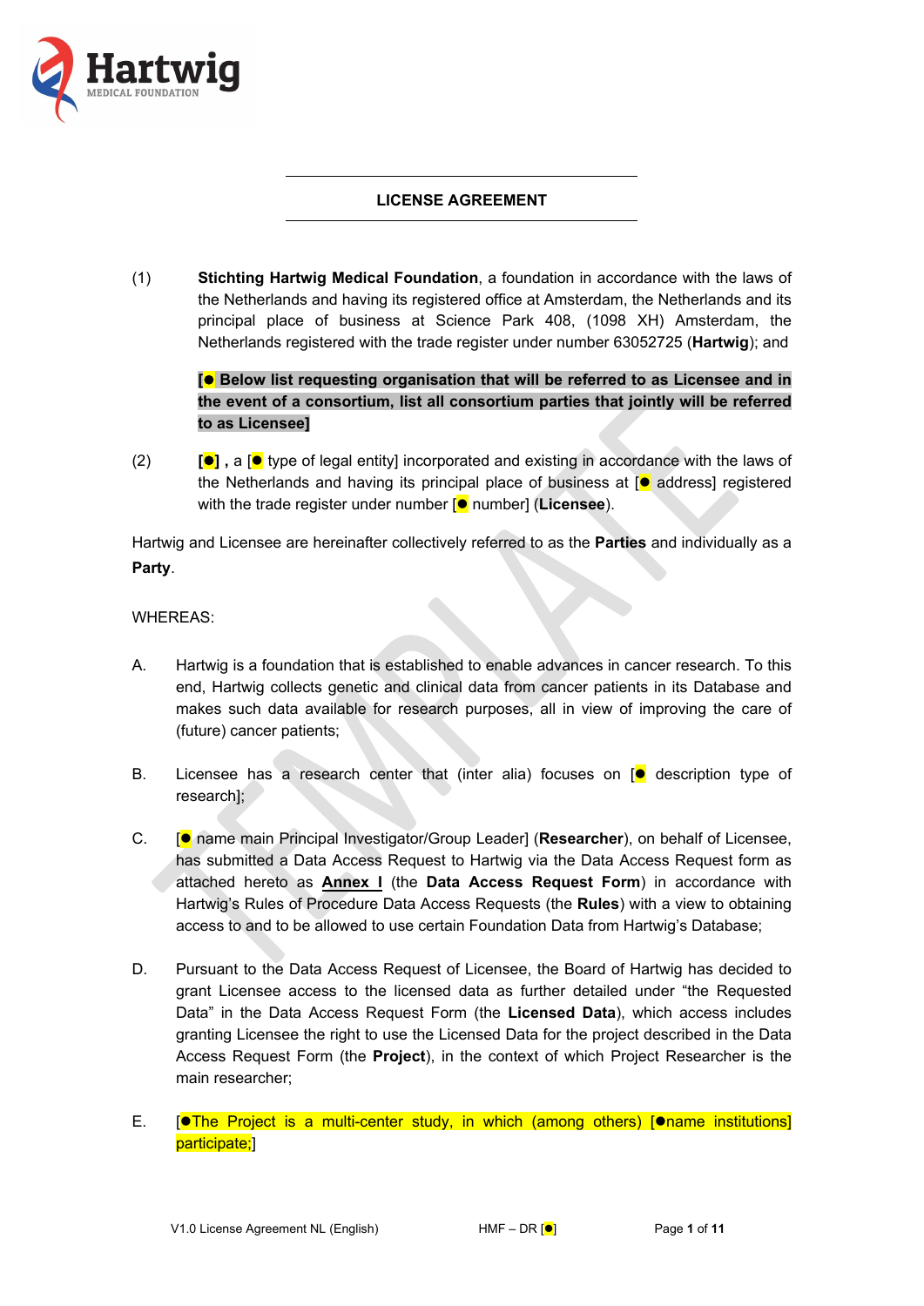**LICENSE AGREEMENT**

(1) **Stichting Hartwig Medical Foundation**, a foundation in accordance with the laws of the Netherlands and having its registered office at Amsterdam, the Netherlands and its principal place of business at Science Park 408, (1098 XH) Amsterdam, the Netherlands registered with the trade register under number 63052725 (**Hartwig**); and

**[● Below list requesting organisation that will be referred to as Licensee and in the event of a consortium, list all consortium parties that jointly will be referred to as Licensee]**

(2) **[●] ,** a [● type of legal entity] incorporated and existing in accordance with the laws of the Netherlands and having its principal place of business at [● address] registered with the trade register under number [● number] (**Licensee**).

Hartwig and Licensee are hereinafter collectively referred to as the **Parties** and individually as a **Party**.

WHEREAS:

A. Hartwig is a foundation that is established to enable advances in cancer research. To this end, Hartwig collects genetic and clinical data from cancer patients in its Database and makes such data available for research purposes, all in view of improving the care of (future) cancer patients;

B. Licensee has a research center that (inter alia) focuses on [● description type of research];

C. [● name main Principal Investigator/Group Leader] (**Researcher**), on behalf of Licensee, has submitted a Data Access Request to Hartwig via the Data Access Request form as attached hereto as **Annex I** (the **Data Access Request Form**) in accordance with Hartwig's Rules of Procedure Data Access Requests (the **Rules**) with a view to obtaining access to and to be allowed to use certain Foundation Data from Hartwig's Database;

D. Pursuant to the Data Access Request of Licensee, the Board of Hartwig has decided to grant Licensee access to the licensed data as further detailed under "the Requested Data" in the Data Access Request Form (the **Licensed Data**), which access includes granting Licensee the right to use the Licensed Data for the project described in the Data Access Request Form (the **Project**), in the context of which Project Researcher is the main researcher;

E. [●The Project is a multi-center study, in which (among others) [●name institutions] participate;]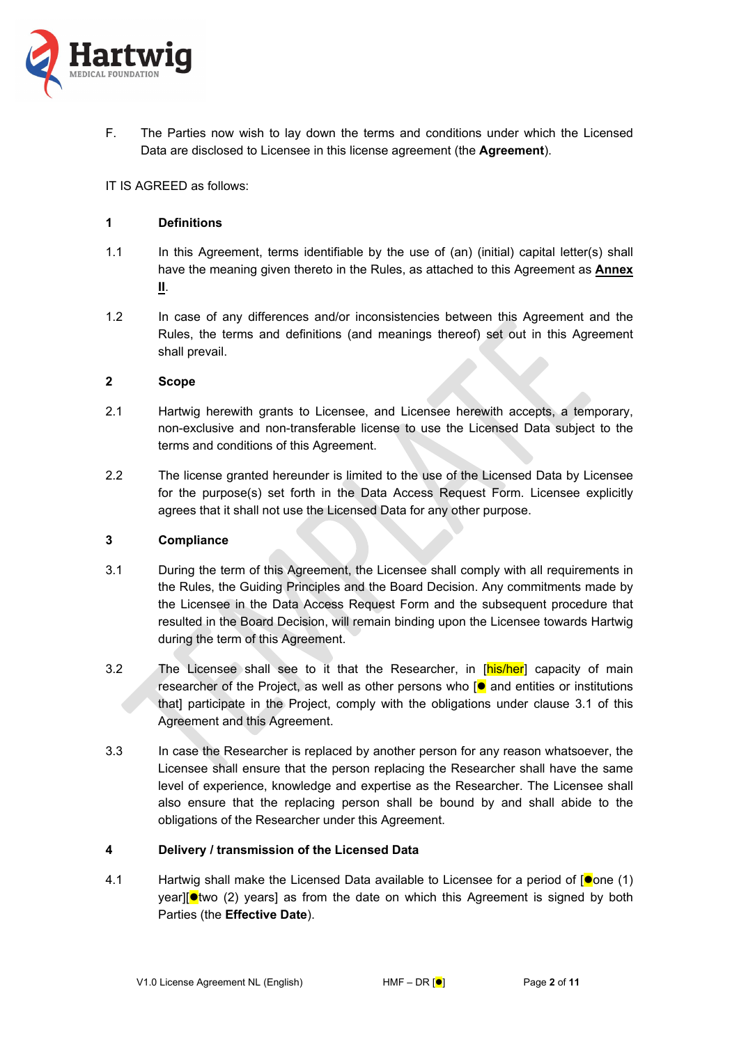F. The Parties now wish to lay down the terms and conditions under which the Licensed Data are disclosed to Licensee in this license agreement (the **Agreement**).

IT IS AGREED as follows:

**1 Definitions**

1.1 In this Agreement, terms identifiable by the use of (an) (initial) capital letter(s) shall have the meaning given thereto in the Rules, as attached to this Agreement as **Annex II**.

1.2 In case of any differences and/or inconsistencies between this Agreement and the Rules, the terms and definitions (and meanings thereof) set out in this Agreement shall prevail.

**2 Scope**

2.1 Hartwig herewith grants to Licensee, and Licensee herewith accepts, a temporary, non-exclusive and non-transferable license to use the Licensed Data subject to the terms and conditions of this Agreement.

2.2 The license granted hereunder is limited to the use of the Licensed Data by Licensee for the purpose(s) set forth in the Data Access Request Form. Licensee explicitly agrees that it shall not use the Licensed Data for any other purpose.

**3 Compliance**

3.1 During the term of this Agreement, the Licensee shall comply with all requirements in the Rules, the Guiding Principles and the Board Decision. Any commitments made by the Licensee in the Data Access Request Form and the subsequent procedure that resulted in the Board Decision, will remain binding upon the Licensee towards Hartwig during the term of this Agreement.

3.2 The Licensee shall see to it that the Researcher, in [his/her] capacity of main researcher of the Project, as well as other persons who [● and entities or institutions that] participate in the Project, comply with the obligations under clause 3.1 of this Agreement and this Agreement.

3.3 In case the Researcher is replaced by another person for any reason whatsoever, the Licensee shall ensure that the person replacing the Researcher shall have the same level of experience, knowledge and expertise as the Researcher. The Licensee shall also ensure that the replacing person shall be bound by and shall abide to the obligations of the Researcher under this Agreement.

**4 Delivery / transmission of the Licensed Data**

4.1 Hartwig shall make the Licensed Data available to Licensee for a period of [●one (1) year][●two (2) years] as from the date on which this Agreement is signed by both Parties (the **Effective Date**).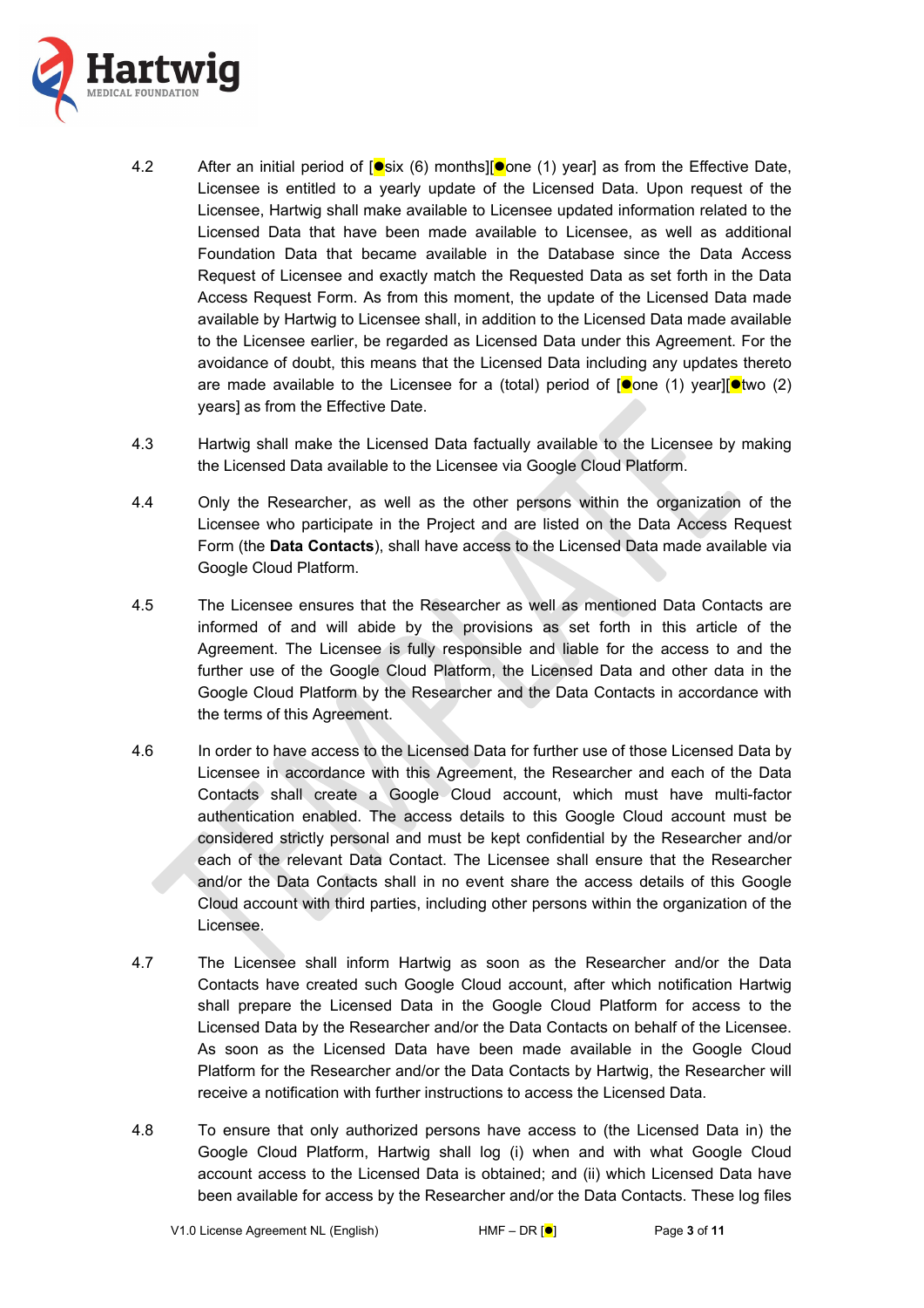4.2 After an initial period of [●six (6) months][●one (1) year] as from the Effective Date, Licensee is entitled to a yearly update of the Licensed Data. Upon request of the Licensee, Hartwig shall make available to Licensee updated information related to the Licensed Data that have been made available to Licensee, as well as additional Foundation Data that became available in the Database since the Data Access Request of Licensee and exactly match the Requested Data as set forth in the Data Access Request Form. As from this moment, the update of the Licensed Data made available by Hartwig to Licensee shall, in addition to the Licensed Data made available to the Licensee earlier, be regarded as Licensed Data under this Agreement. For the avoidance of doubt, this means that the Licensed Data including any updates thereto are made available to the Licensee for a (total) period of [●one (1) year][●two (2) years] as from the Effective Date.

4.3 Hartwig shall make the Licensed Data factually available to the Licensee by making the Licensed Data available to the Licensee via Google Cloud Platform.

4.4 Only the Researcher, as well as the other persons within the organization of the Licensee who participate in the Project and are listed on the Data Access Request Form (the **Data Contacts**), shall have access to the Licensed Data made available via Google Cloud Platform.

4.5 The Licensee ensures that the Researcher as well as mentioned Data Contacts are informed of and will abide by the provisions as set forth in this article of the Agreement. The Licensee is fully responsible and liable for the access to and the further use of the Google Cloud Platform, the Licensed Data and other data in the Google Cloud Platform by the Researcher and the Data Contacts in accordance with the terms of this Agreement.

4.6 In order to have access to the Licensed Data for further use of those Licensed Data by Licensee in accordance with this Agreement, the Researcher and each of the Data Contacts shall create a Google Cloud account, which must have multi-factor authentication enabled. The access details to this Google Cloud account must be considered strictly personal and must be kept confidential by the Researcher and/or each of the relevant Data Contact. The Licensee shall ensure that the Researcher and/or the Data Contacts shall in no event share the access details of this Google Cloud account with third parties, including other persons within the organization of the Licensee.

4.7 The Licensee shall inform Hartwig as soon as the Researcher and/or the Data Contacts have created such Google Cloud account, after which notification Hartwig shall prepare the Licensed Data in the Google Cloud Platform for access to the Licensed Data by the Researcher and/or the Data Contacts on behalf of the Licensee. As soon as the Licensed Data have been made available in the Google Cloud Platform for the Researcher and/or the Data Contacts by Hartwig, the Researcher will receive a notification with further instructions to access the Licensed Data.

4.8 To ensure that only authorized persons have access to (the Licensed Data in) the Google Cloud Platform, Hartwig shall log (i) when and with what Google Cloud account access to the Licensed Data is obtained; and (ii) which Licensed Data have been available for access by the Researcher and/or the Data Contacts. These log files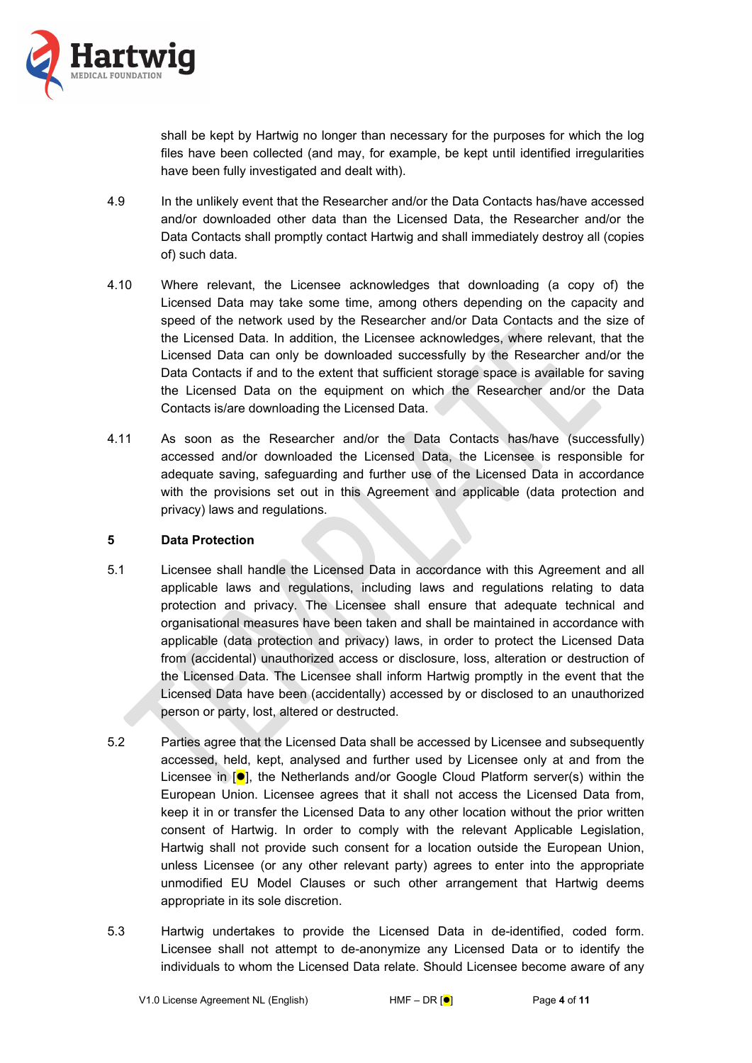shall be kept by Hartwig no longer than necessary for the purposes for which the log files have been collected (and may, for example, be kept until identified irregularities have been fully investigated and dealt with).

4.9 In the unlikely event that the Researcher and/or the Data Contacts has/have accessed and/or downloaded other data than the Licensed Data, the Researcher and/or the Data Contacts shall promptly contact Hartwig and shall immediately destroy all (copies of) such data.

4.10 Where relevant, the Licensee acknowledges that downloading (a copy of) the Licensed Data may take some time, among others depending on the capacity and speed of the network used by the Researcher and/or Data Contacts and the size of the Licensed Data. In addition, the Licensee acknowledges, where relevant, that the Licensed Data can only be downloaded successfully by the Researcher and/or the Data Contacts if and to the extent that sufficient storage space is available for saving the Licensed Data on the equipment on which the Researcher and/or the Data Contacts is/are downloading the Licensed Data.

4.11 As soon as the Researcher and/or the Data Contacts has/have (successfully) accessed and/or downloaded the Licensed Data, the Licensee is responsible for adequate saving, safeguarding and further use of the Licensed Data in accordance with the provisions set out in this Agreement and applicable (data protection and privacy) laws and regulations.

## 5 Data Protection

5.1 Licensee shall handle the Licensed Data in accordance with this Agreement and all applicable laws and regulations, including laws and regulations relating to data protection and privacy. The Licensee shall ensure that adequate technical and organisational measures have been taken and shall be maintained in accordance with applicable (data protection and privacy) laws, in order to protect the Licensed Data from (accidental) unauthorized access or disclosure, loss, alteration or destruction of the Licensed Data. The Licensee shall inform Hartwig promptly in the event that the Licensed Data have been (accidentally) accessed by or disclosed to an unauthorized person or party, lost, altered or destructed.

5.2 Parties agree that the Licensed Data shall be accessed by Licensee and subsequently accessed, held, kept, analysed and further used by Licensee only at and from the Licensee in [●], the Netherlands and/or Google Cloud Platform server(s) within the European Union. Licensee agrees that it shall not access the Licensed Data from, keep it in or transfer the Licensed Data to any other location without the prior written consent of Hartwig. In order to comply with the relevant Applicable Legislation, Hartwig shall not provide such consent for a location outside the European Union, unless Licensee (or any other relevant party) agrees to enter into the appropriate unmodified EU Model Clauses or such other arrangement that Hartwig deems appropriate in its sole discretion.

5.3 Hartwig undertakes to provide the Licensed Data in de-identified, coded form. Licensee shall not attempt to de-anonymize any Licensed Data or to identify the individuals to whom the Licensed Data relate. Should Licensee become aware of any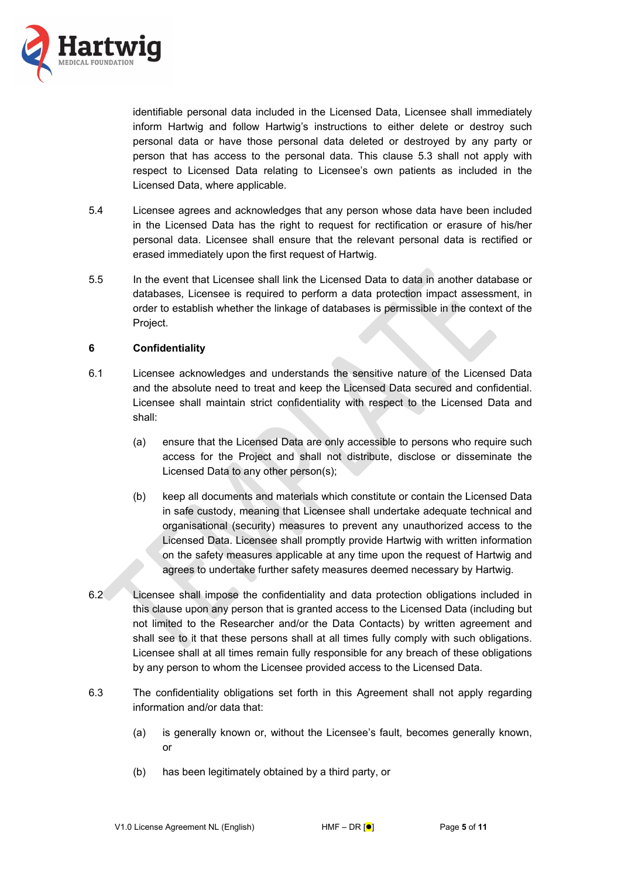identifiable personal data included in the Licensed Data, Licensee shall immediately inform Hartwig and follow Hartwig's instructions to either delete or destroy such personal data or have those personal data deleted or destroyed by any party or person that has access to the personal data. This clause 5.3 shall not apply with respect to Licensed Data relating to Licensee's own patients as included in the Licensed Data, where applicable.

5.4 Licensee agrees and acknowledges that any person whose data have been included in the Licensed Data has the right to request for rectification or erasure of his/her personal data. Licensee shall ensure that the relevant personal data is rectified or erased immediately upon the first request of Hartwig.

5.5 In the event that Licensee shall link the Licensed Data to data in another database or databases, Licensee is required to perform a data protection impact assessment, in order to establish whether the linkage of databases is permissible in the context of the Project.

**6 Confidentiality**

6.1 Licensee acknowledges and understands the sensitive nature of the Licensed Data and the absolute need to treat and keep the Licensed Data secured and confidential. Licensee shall maintain strict confidentiality with respect to the Licensed Data and shall:

(a) ensure that the Licensed Data are only accessible to persons who require such access for the Project and shall not distribute, disclose or disseminate the Licensed Data to any other person(s);

(b) keep all documents and materials which constitute or contain the Licensed Data in safe custody, meaning that Licensee shall undertake adequate technical and organisational (security) measures to prevent any unauthorized access to the Licensed Data. Licensee shall promptly provide Hartwig with written information on the safety measures applicable at any time upon the request of Hartwig and agrees to undertake further safety measures deemed necessary by Hartwig.

6.2 Licensee shall impose the confidentiality and data protection obligations included in this clause upon any person that is granted access to the Licensed Data (including but not limited to the Researcher and/or the Data Contacts) by written agreement and shall see to it that these persons shall at all times fully comply with such obligations. Licensee shall at all times remain fully responsible for any breach of these obligations by any person to whom the Licensee provided access to the Licensed Data.

6.3 The confidentiality obligations set forth in this Agreement shall not apply regarding information and/or data that:

(a) is generally known or, without the Licensee's fault, becomes generally known, or

(b) has been legitimately obtained by a third party, or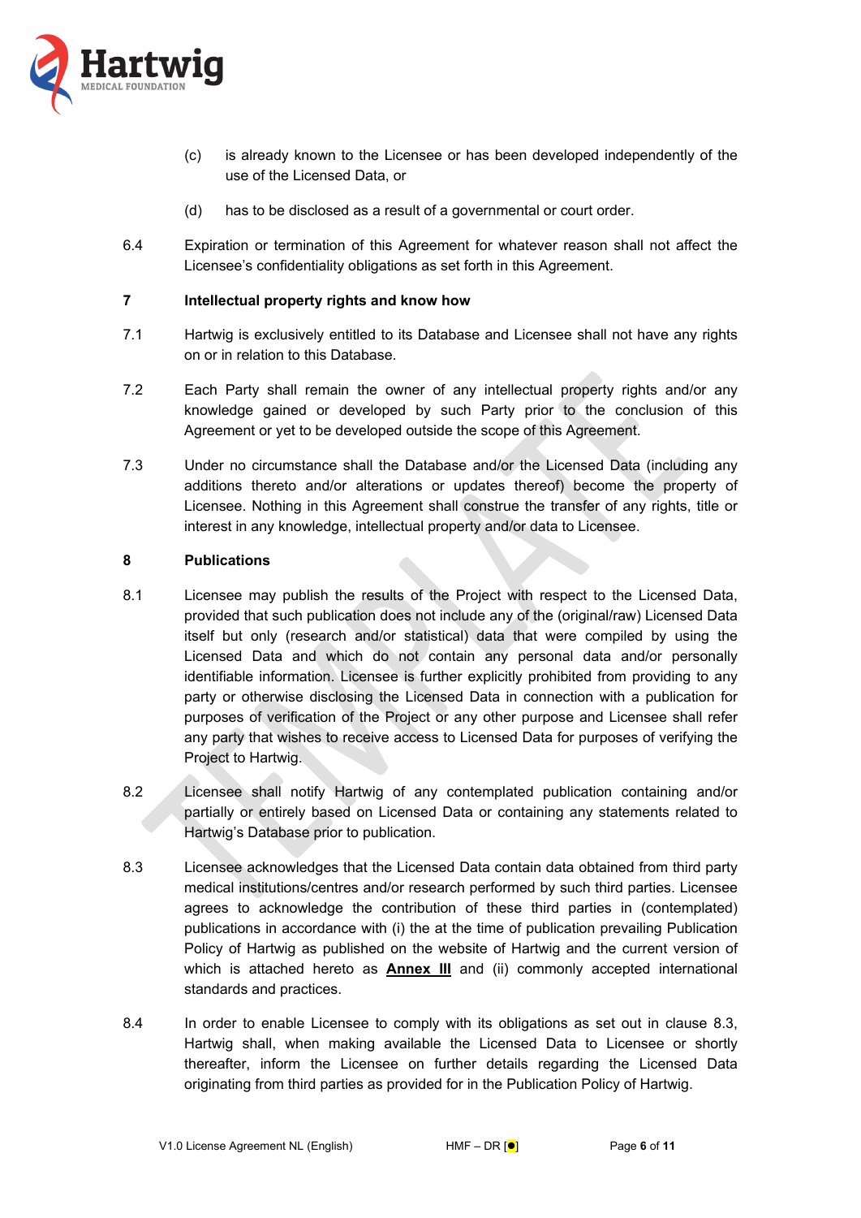(c) is already known to the Licensee or has been developed independently of the use of the Licensed Data, or

(d) has to be disclosed as a result of a governmental or court order.

6.4 Expiration or termination of this Agreement for whatever reason shall not affect the Licensee's confidentiality obligations as set forth in this Agreement.

## 7 Intellectual property rights and know how

7.1 Hartwig is exclusively entitled to its Database and Licensee shall not have any rights on or in relation to this Database.

7.2 Each Party shall remain the owner of any intellectual property rights and/or any knowledge gained or developed by such Party prior to the conclusion of this Agreement or yet to be developed outside the scope of this Agreement.

7.3 Under no circumstance shall the Database and/or the Licensed Data (including any additions thereto and/or alterations or updates thereof) become the property of Licensee. Nothing in this Agreement shall construe the transfer of any rights, title or interest in any knowledge, intellectual property and/or data to Licensee.

## 8 Publications

8.1 Licensee may publish the results of the Project with respect to the Licensed Data, provided that such publication does not include any of the (original/raw) Licensed Data itself but only (research and/or statistical) data that were compiled by using the Licensed Data and which do not contain any personal data and/or personally identifiable information. Licensee is further explicitly prohibited from providing to any party or otherwise disclosing the Licensed Data in connection with a publication for purposes of verification of the Project or any other purpose and Licensee shall refer any party that wishes to receive access to Licensed Data for purposes of verifying the Project to Hartwig.

8.2 Licensee shall notify Hartwig of any contemplated publication containing and/or partially or entirely based on Licensed Data or containing any statements related to Hartwig's Database prior to publication.

8.3 Licensee acknowledges that the Licensed Data contain data obtained from third party medical institutions/centres and/or research performed by such third parties. Licensee agrees to acknowledge the contribution of these third parties in (contemplated) publications in accordance with (i) the at the time of publication prevailing Publication Policy of Hartwig as published on the website of Hartwig and the current version of which is attached hereto as **Annex III** and (ii) commonly accepted international standards and practices.

8.4 In order to enable Licensee to comply with its obligations as set out in clause 8.3, Hartwig shall, when making available the Licensed Data to Licensee or shortly thereafter, inform the Licensee on further details regarding the Licensed Data originating from third parties as provided for in the Publication Policy of Hartwig.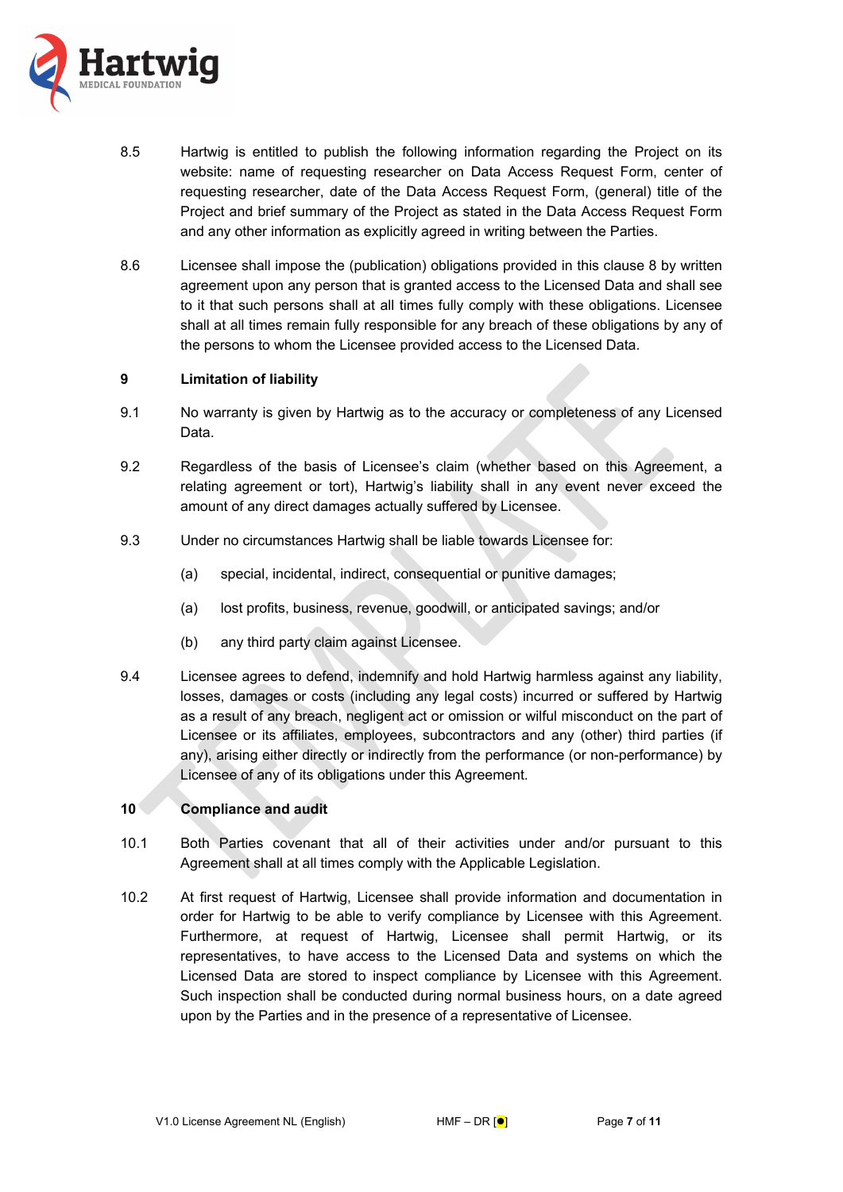8.5 Hartwig is entitled to publish the following information regarding the Project on its website: name of requesting researcher on Data Access Request Form, center of requesting researcher, date of the Data Access Request Form, (general) title of the Project and brief summary of the Project as stated in the Data Access Request Form and any other information as explicitly agreed in writing between the Parties.

8.6 Licensee shall impose the (publication) obligations provided in this clause 8 by written agreement upon any person that is granted access to the Licensed Data and shall see to it that such persons shall at all times fully comply with these obligations. Licensee shall at all times remain fully responsible for any breach of these obligations by any of the persons to whom the Licensee provided access to the Licensed Data.

## 9 Limitation of liability

9.1 No warranty is given by Hartwig as to the accuracy or completeness of any Licensed Data.

9.2 Regardless of the basis of Licensee's claim (whether based on this Agreement, a relating agreement or tort), Hartwig's liability shall in any event never exceed the amount of any direct damages actually suffered by Licensee.

9.3 Under no circumstances Hartwig shall be liable towards Licensee for:

(a) special, incidental, indirect, consequential or punitive damages;

(a) lost profits, business, revenue, goodwill, or anticipated savings; and/or

(b) any third party claim against Licensee.

9.4 Licensee agrees to defend, indemnify and hold Hartwig harmless against any liability, losses, damages or costs (including any legal costs) incurred or suffered by Hartwig as a result of any breach, negligent act or omission or wilful misconduct on the part of Licensee or its affiliates, employees, subcontractors and any (other) third parties (if any), arising either directly or indirectly from the performance (or non-performance) by Licensee of any of its obligations under this Agreement.

## 10 Compliance and audit

10.1 Both Parties covenant that all of their activities under and/or pursuant to this Agreement shall at all times comply with the Applicable Legislation.

10.2 At first request of Hartwig, Licensee shall provide information and documentation in order for Hartwig to be able to verify compliance by Licensee with this Agreement. Furthermore, at request of Hartwig, Licensee shall permit Hartwig, or its representatives, to have access to the Licensed Data and systems on which the Licensed Data are stored to inspect compliance by Licensee with this Agreement. Such inspection shall be conducted during normal business hours, on a date agreed upon by the Parties and in the presence of a representative of Licensee.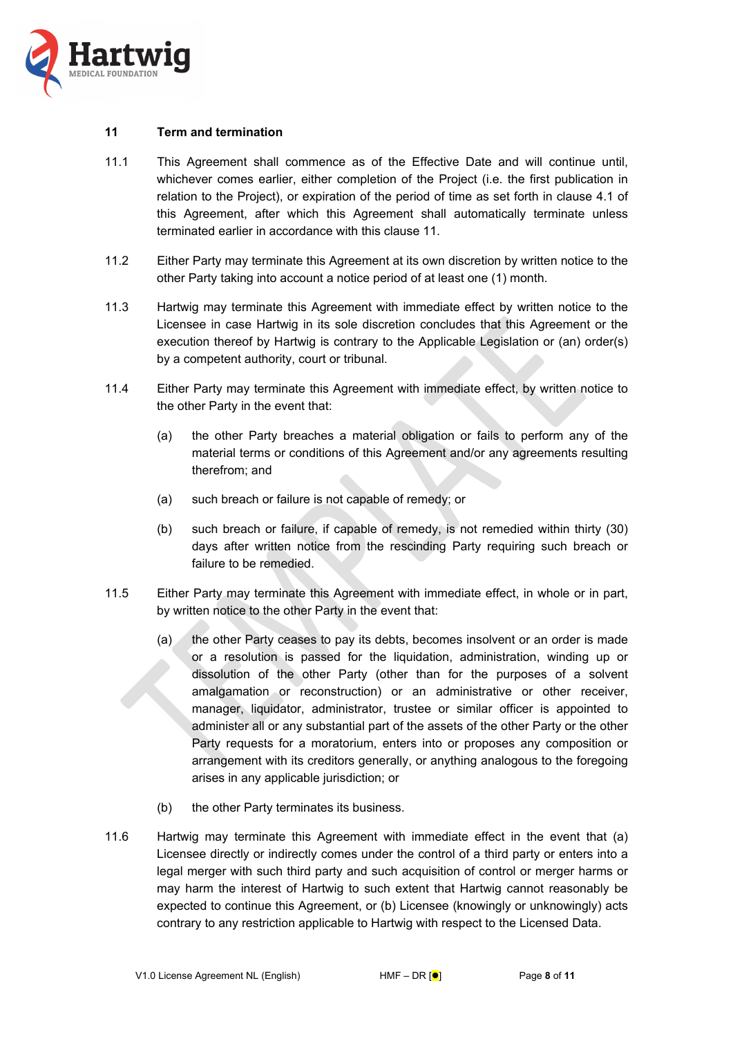## 11 Term and termination

11.1 This Agreement shall commence as of the Effective Date and will continue until, whichever comes earlier, either completion of the Project (i.e. the first publication in relation to the Project), or expiration of the period of time as set forth in clause 4.1 of this Agreement, after which this Agreement shall automatically terminate unless terminated earlier in accordance with this clause 11.

11.2 Either Party may terminate this Agreement at its own discretion by written notice to the other Party taking into account a notice period of at least one (1) month.

11.3 Hartwig may terminate this Agreement with immediate effect by written notice to the Licensee in case Hartwig in its sole discretion concludes that this Agreement or the execution thereof by Hartwig is contrary to the Applicable Legislation or (an) order(s) by a competent authority, court or tribunal.

11.4 Either Party may terminate this Agreement with immediate effect, by written notice to the other Party in the event that:

(a) the other Party breaches a material obligation or fails to perform any of the material terms or conditions of this Agreement and/or any agreements resulting therefrom; and

(a) such breach or failure is not capable of remedy; or

(b) such breach or failure, if capable of remedy, is not remedied within thirty (30) days after written notice from the rescinding Party requiring such breach or failure to be remedied.

11.5 Either Party may terminate this Agreement with immediate effect, in whole or in part, by written notice to the other Party in the event that:

(a) the other Party ceases to pay its debts, becomes insolvent or an order is made or a resolution is passed for the liquidation, administration, winding up or dissolution of the other Party (other than for the purposes of a solvent amalgamation or reconstruction) or an administrative or other receiver, manager, liquidator, administrator, trustee or similar officer is appointed to administer all or any substantial part of the assets of the other Party or the other Party requests for a moratorium, enters into or proposes any composition or arrangement with its creditors generally, or anything analogous to the foregoing arises in any applicable jurisdiction; or

(b) the other Party terminates its business.

11.6 Hartwig may terminate this Agreement with immediate effect in the event that (a) Licensee directly or indirectly comes under the control of a third party or enters into a legal merger with such third party and such acquisition of control or merger harms or may harm the interest of Hartwig to such extent that Hartwig cannot reasonably be expected to continue this Agreement, or (b) Licensee (knowingly or unknowingly) acts contrary to any restriction applicable to Hartwig with respect to the Licensed Data.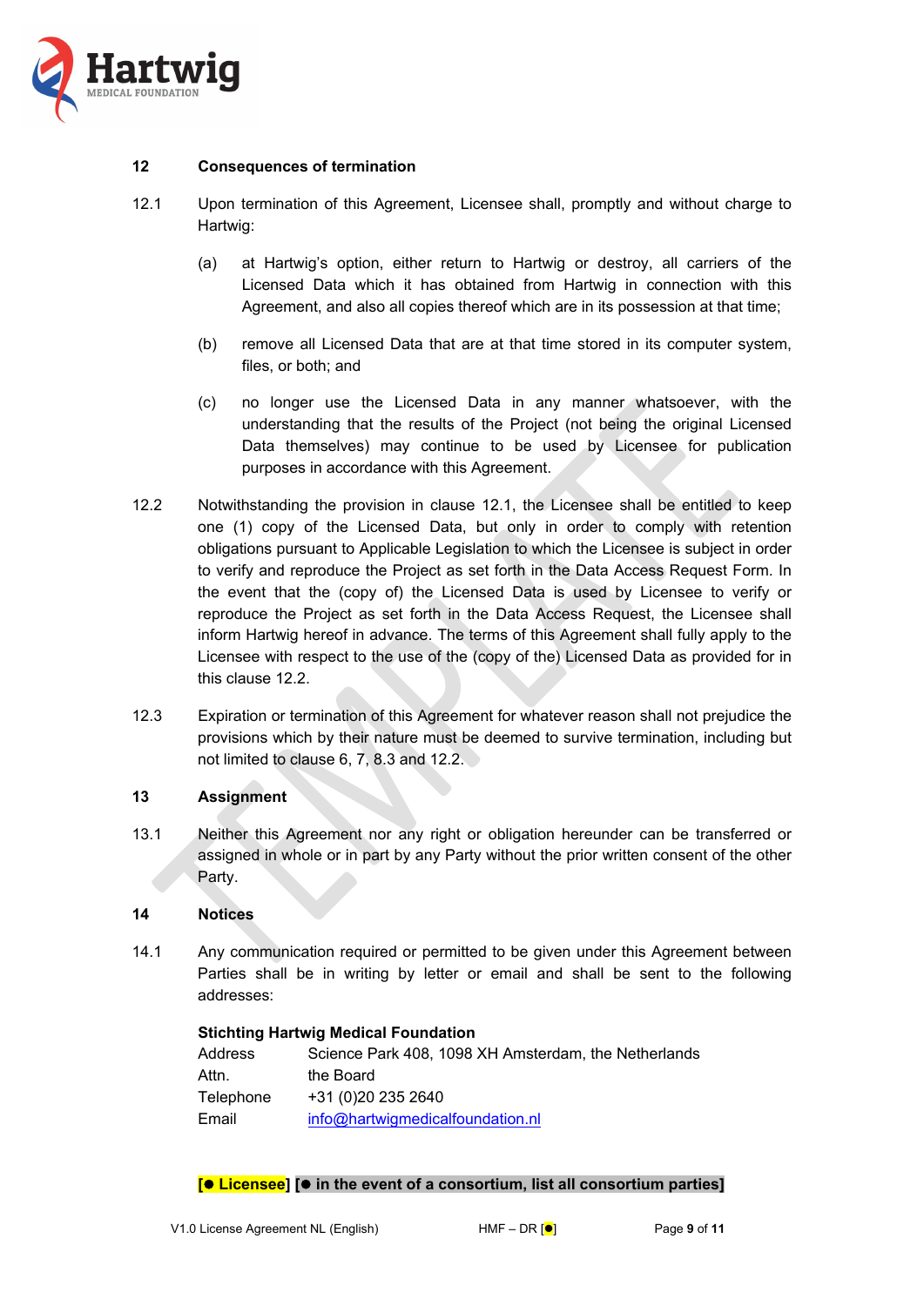## 12 Consequences of termination

12.1 Upon termination of this Agreement, Licensee shall, promptly and without charge to Hartwig:

(a) at Hartwig's option, either return to Hartwig or destroy, all carriers of the Licensed Data which it has obtained from Hartwig in connection with this Agreement, and also all copies thereof which are in its possession at that time;

(b) remove all Licensed Data that are at that time stored in its computer system, files, or both; and

(c) no longer use the Licensed Data in any manner whatsoever, with the understanding that the results of the Project (not being the original Licensed Data themselves) may continue to be used by Licensee for publication purposes in accordance with this Agreement.

12.2 Notwithstanding the provision in clause 12.1, the Licensee shall be entitled to keep one (1) copy of the Licensed Data, but only in order to comply with retention obligations pursuant to Applicable Legislation to which the Licensee is subject in order to verify and reproduce the Project as set forth in the Data Access Request Form. In the event that the (copy of) the Licensed Data is used by Licensee to verify or reproduce the Project as set forth in the Data Access Request, the Licensee shall inform Hartwig hereof in advance. The terms of this Agreement shall fully apply to the Licensee with respect to the use of the (copy of the) Licensed Data as provided for in this clause 12.2.

12.3 Expiration or termination of this Agreement for whatever reason shall not prejudice the provisions which by their nature must be deemed to survive termination, including but not limited to clause 6, 7, 8.3 and 12.2.

## 13 Assignment

13.1 Neither this Agreement nor any right or obligation hereunder can be transferred or assigned in whole or in part by any Party without the prior written consent of the other Party.

## 14 Notices

14.1 Any communication required or permitted to be given under this Agreement between Parties shall be in writing by letter or email and shall be sent to the following addresses:

**Stichting Hartwig Medical Foundation**

| | |
|---|---|
| Address | Science Park 408, 1098 XH Amsterdam, the Netherlands |
| Attn. | the Board |
| Telephone | +31 (0)20 235 2640 |
| Email | info@hartwigmedicalfoundation.nl |

**[● Licensee] [● in the event of a consortium, list all consortium parties]**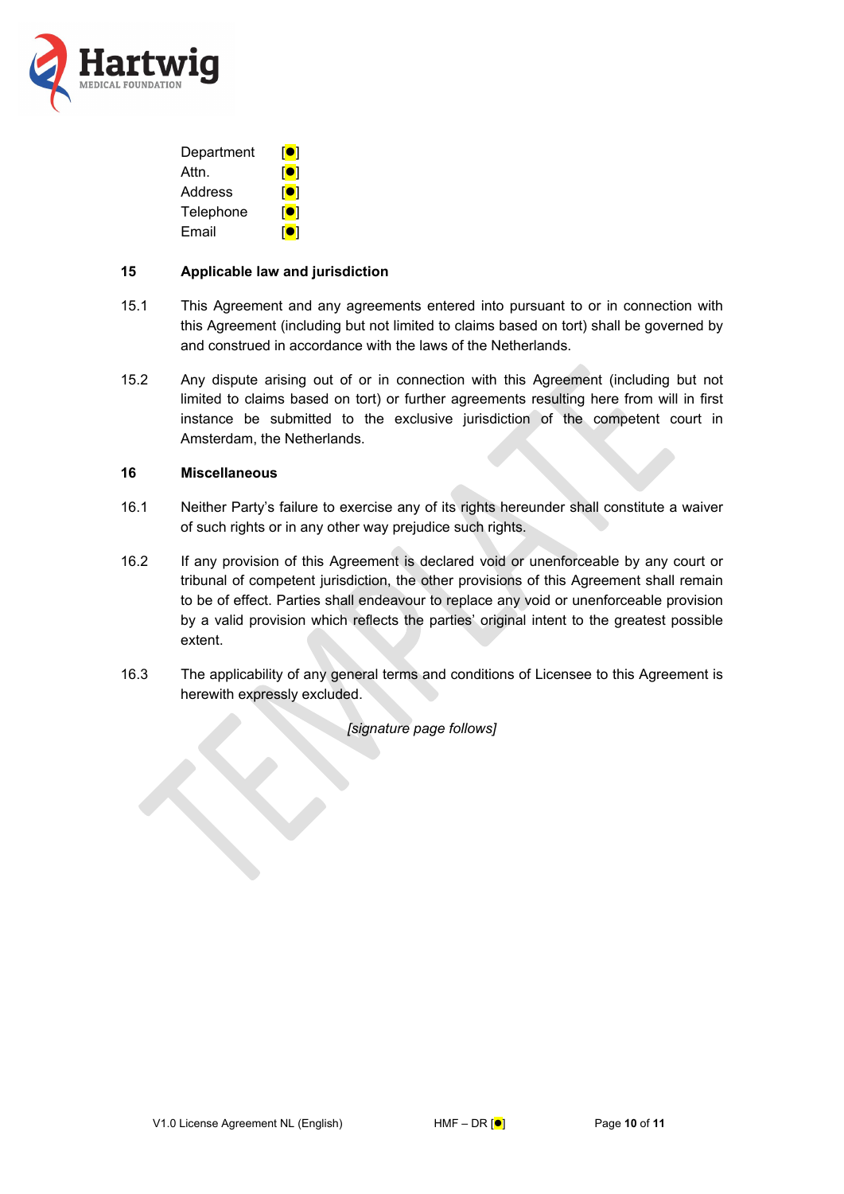| | |
|---|---|
| Department | [●] |
| Attn. | [●] |
| Address | [●] |
| Telephone | [●] |
| Email | [●] |

## 15 Applicable law and jurisdiction

15.1 This Agreement and any agreements entered into pursuant to or in connection with this Agreement (including but not limited to claims based on tort) shall be governed by and construed in accordance with the laws of the Netherlands.

15.2 Any dispute arising out of or in connection with this Agreement (including but not limited to claims based on tort) or further agreements resulting here from will in first instance be submitted to the exclusive jurisdiction of the competent court in Amsterdam, the Netherlands.

## 16 Miscellaneous

16.1 Neither Party's failure to exercise any of its rights hereunder shall constitute a waiver of such rights or in any other way prejudice such rights.

16.2 If any provision of this Agreement is declared void or unenforceable by any court or tribunal of competent jurisdiction, the other provisions of this Agreement shall remain to be of effect. Parties shall endeavour to replace any void or unenforceable provision by a valid provision which reflects the parties' original intent to the greatest possible extent.

16.3 The applicability of any general terms and conditions of Licensee to this Agreement is herewith expressly excluded.

*[signature page follows]*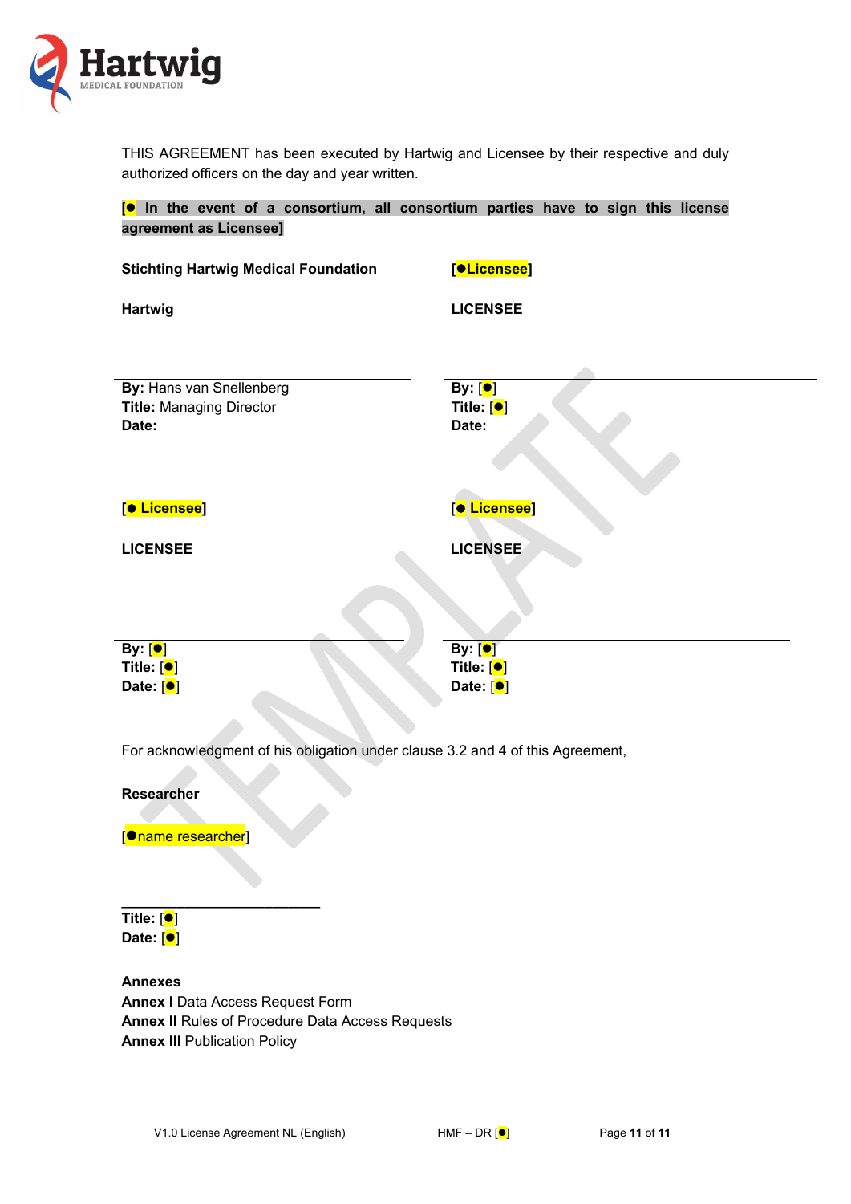THIS AGREEMENT has been executed by Hartwig and Licensee by their respective and duly authorized officers on the day and year written.

**[● In the event of a consortium, all consortium parties have to sign this license agreement as Licensee]**

| | |
|---|---|
| **Stichting Hartwig Medical Foundation** | **[●Licensee]** |
| **Hartwig** | **LICENSEE** |
| **By:** Hans van Snellenberg | **By:** [●] |
| **Title:** Managing Director | **Title:** [●] |
| **Date:** | **Date:** |
| **[● Licensee]** | **[● Licensee]** |
| **LICENSEE** | **LICENSEE** |
| **By:** [●] | **By:** [●] |
| **Title:** [●] | **Title:** [●] |
| **Date:** [●] | **Date:** [●] |

For acknowledgment of his obligation under clause 3.2 and 4 of this Agreement,

**Researcher**

[●name researcher]

\_\_\_\_\_\_\_\_\_\_\_\_\_\_\_\_\_\_\_\_\_\_\_\_\_\_

**Title:** [●]
**Date:** [●]

**Annexes**
**Annex I** Data Access Request Form
**Annex II** Rules of Procedure Data Access Requests
**Annex III** Publication Policy